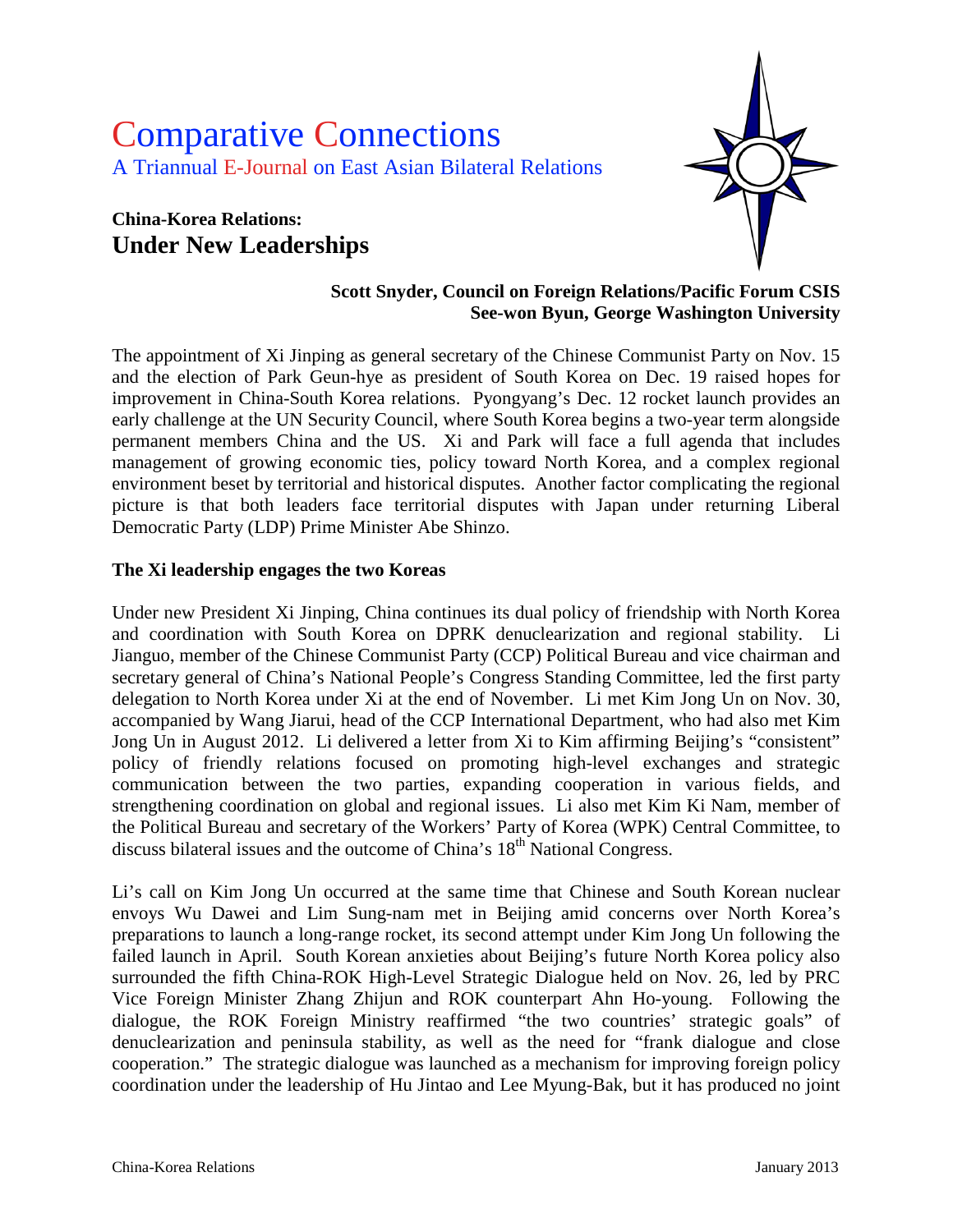# Comparative Connections

A Triannual E-Journal on East Asian Bilateral Relations

## China-Korea Relations:
## Under New Leaderships

**Scott Snyder, Council on Foreign Relations/Pacific Forum CSIS**
**See-won Byun, George Washington University**

The appointment of Xi Jinping as general secretary of the Chinese Communist Party on Nov. 15 and the election of Park Geun-hye as president of South Korea on Dec. 19 raised hopes for improvement in China-South Korea relations. Pyongyang's Dec. 12 rocket launch provides an early challenge at the UN Security Council, where South Korea begins a two-year term alongside permanent members China and the US. Xi and Park will face a full agenda that includes management of growing economic ties, policy toward North Korea, and a complex regional environment beset by territorial and historical disputes. Another factor complicating the regional picture is that both leaders face territorial disputes with Japan under returning Liberal Democratic Party (LDP) Prime Minister Abe Shinzo.

### The Xi leadership engages the two Koreas

Under new President Xi Jinping, China continues its dual policy of friendship with North Korea and coordination with South Korea on DPRK denuclearization and regional stability. Li Jianguo, member of the Chinese Communist Party (CCP) Political Bureau and vice chairman and secretary general of China's National People's Congress Standing Committee, led the first party delegation to North Korea under Xi at the end of November. Li met Kim Jong Un on Nov. 30, accompanied by Wang Jiarui, head of the CCP International Department, who had also met Kim Jong Un in August 2012. Li delivered a letter from Xi to Kim affirming Beijing's "consistent" policy of friendly relations focused on promoting high-level exchanges and strategic communication between the two parties, expanding cooperation in various fields, and strengthening coordination on global and regional issues. Li also met Kim Ki Nam, member of the Political Bureau and secretary of the Workers' Party of Korea (WPK) Central Committee, to discuss bilateral issues and the outcome of China's 18th National Congress.

Li's call on Kim Jong Un occurred at the same time that Chinese and South Korean nuclear envoys Wu Dawei and Lim Sung-nam met in Beijing amid concerns over North Korea's preparations to launch a long-range rocket, its second attempt under Kim Jong Un following the failed launch in April. South Korean anxieties about Beijing's future North Korea policy also surrounded the fifth China-ROK High-Level Strategic Dialogue held on Nov. 26, led by PRC Vice Foreign Minister Zhang Zhijun and ROK counterpart Ahn Ho-young. Following the dialogue, the ROK Foreign Ministry reaffirmed "the two countries' strategic goals" of denuclearization and peninsula stability, as well as the need for "frank dialogue and close cooperation." The strategic dialogue was launched as a mechanism for improving foreign policy coordination under the leadership of Hu Jintao and Lee Myung-Bak, but it has produced no joint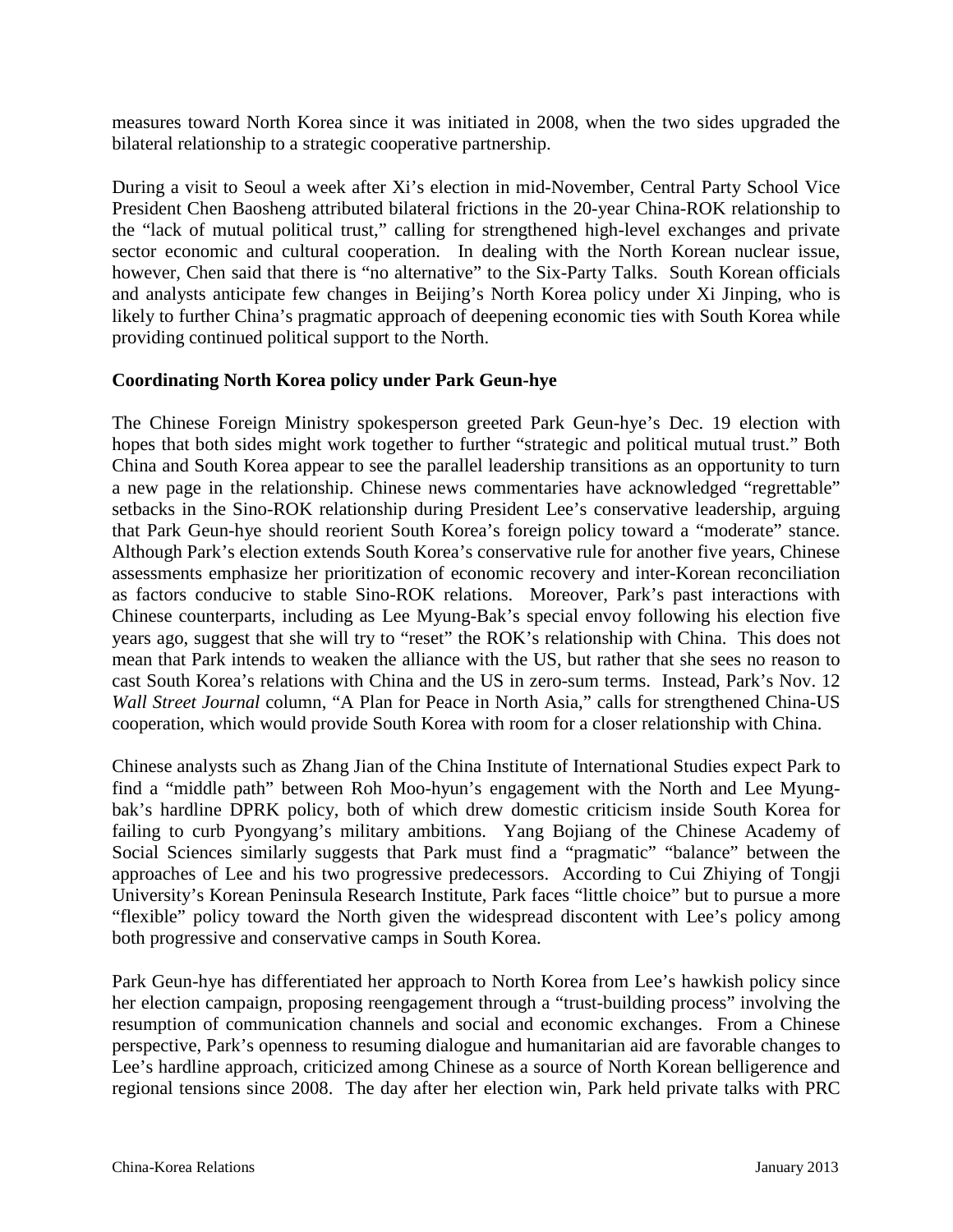measures toward North Korea since it was initiated in 2008, when the two sides upgraded the bilateral relationship to a strategic cooperative partnership.

During a visit to Seoul a week after Xi's election in mid-November, Central Party School Vice President Chen Baosheng attributed bilateral frictions in the 20-year China-ROK relationship to the "lack of mutual political trust," calling for strengthened high-level exchanges and private sector economic and cultural cooperation. In dealing with the North Korean nuclear issue, however, Chen said that there is "no alternative" to the Six-Party Talks. South Korean officials and analysts anticipate few changes in Beijing's North Korea policy under Xi Jinping, who is likely to further China's pragmatic approach of deepening economic ties with South Korea while providing continued political support to the North.

**Coordinating North Korea policy under Park Geun-hye**

The Chinese Foreign Ministry spokesperson greeted Park Geun-hye's Dec. 19 election with hopes that both sides might work together to further "strategic and political mutual trust." Both China and South Korea appear to see the parallel leadership transitions as an opportunity to turn a new page in the relationship. Chinese news commentaries have acknowledged "regrettable" setbacks in the Sino-ROK relationship during President Lee's conservative leadership, arguing that Park Geun-hye should reorient South Korea's foreign policy toward a "moderate" stance. Although Park's election extends South Korea's conservative rule for another five years, Chinese assessments emphasize her prioritization of economic recovery and inter-Korean reconciliation as factors conducive to stable Sino-ROK relations. Moreover, Park's past interactions with Chinese counterparts, including as Lee Myung-Bak's special envoy following his election five years ago, suggest that she will try to "reset" the ROK's relationship with China. This does not mean that Park intends to weaken the alliance with the US, but rather that she sees no reason to cast South Korea's relations with China and the US in zero-sum terms. Instead, Park's Nov. 12 *Wall Street Journal* column, "A Plan for Peace in North Asia," calls for strengthened China-US cooperation, which would provide South Korea with room for a closer relationship with China.

Chinese analysts such as Zhang Jian of the China Institute of International Studies expect Park to find a "middle path" between Roh Moo-hyun's engagement with the North and Lee Myung-bak's hardline DPRK policy, both of which drew domestic criticism inside South Korea for failing to curb Pyongyang's military ambitions. Yang Bojiang of the Chinese Academy of Social Sciences similarly suggests that Park must find a "pragmatic" "balance" between the approaches of Lee and his two progressive predecessors. According to Cui Zhiying of Tongji University's Korean Peninsula Research Institute, Park faces "little choice" but to pursue a more "flexible" policy toward the North given the widespread discontent with Lee's policy among both progressive and conservative camps in South Korea.

Park Geun-hye has differentiated her approach to North Korea from Lee's hawkish policy since her election campaign, proposing reengagement through a "trust-building process" involving the resumption of communication channels and social and economic exchanges. From a Chinese perspective, Park's openness to resuming dialogue and humanitarian aid are favorable changes to Lee's hardline approach, criticized among Chinese as a source of North Korean belligerence and regional tensions since 2008. The day after her election win, Park held private talks with PRC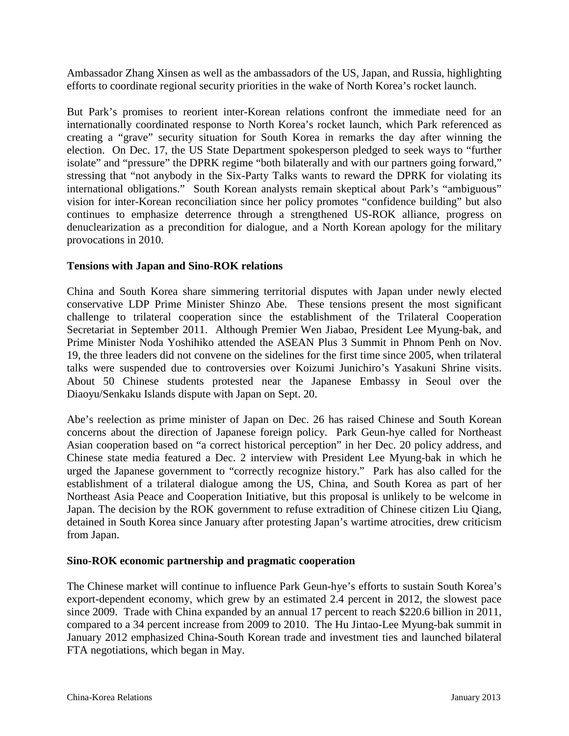Ambassador Zhang Xinsen as well as the ambassadors of the US, Japan, and Russia, highlighting efforts to coordinate regional security priorities in the wake of North Korea's rocket launch.

But Park's promises to reorient inter-Korean relations confront the immediate need for an internationally coordinated response to North Korea's rocket launch, which Park referenced as creating a "grave" security situation for South Korea in remarks the day after winning the election. On Dec. 17, the US State Department spokesperson pledged to seek ways to "further isolate" and "pressure" the DPRK regime "both bilaterally and with our partners going forward," stressing that "not anybody in the Six-Party Talks wants to reward the DPRK for violating its international obligations." South Korean analysts remain skeptical about Park's "ambiguous" vision for inter-Korean reconciliation since her policy promotes "confidence building" but also continues to emphasize deterrence through a strengthened US-ROK alliance, progress on denuclearization as a precondition for dialogue, and a North Korean apology for the military provocations in 2010.

**Tensions with Japan and Sino-ROK relations**

China and South Korea share simmering territorial disputes with Japan under newly elected conservative LDP Prime Minister Shinzo Abe. These tensions present the most significant challenge to trilateral cooperation since the establishment of the Trilateral Cooperation Secretariat in September 2011. Although Premier Wen Jiabao, President Lee Myung-bak, and Prime Minister Noda Yoshihiko attended the ASEAN Plus 3 Summit in Phnom Penh on Nov. 19, the three leaders did not convene on the sidelines for the first time since 2005, when trilateral talks were suspended due to controversies over Koizumi Junichiro's Yasakuni Shrine visits. About 50 Chinese students protested near the Japanese Embassy in Seoul over the Diaoyu/Senkaku Islands dispute with Japan on Sept. 20.

Abe's reelection as prime minister of Japan on Dec. 26 has raised Chinese and South Korean concerns about the direction of Japanese foreign policy. Park Geun-hye called for Northeast Asian cooperation based on "a correct historical perception" in her Dec. 20 policy address, and Chinese state media featured a Dec. 2 interview with President Lee Myung-bak in which he urged the Japanese government to "correctly recognize history." Park has also called for the establishment of a trilateral dialogue among the US, China, and South Korea as part of her Northeast Asia Peace and Cooperation Initiative, but this proposal is unlikely to be welcome in Japan. The decision by the ROK government to refuse extradition of Chinese citizen Liu Qiang, detained in South Korea since January after protesting Japan's wartime atrocities, drew criticism from Japan.

**Sino-ROK economic partnership and pragmatic cooperation**

The Chinese market will continue to influence Park Geun-hye's efforts to sustain South Korea's export-dependent economy, which grew by an estimated 2.4 percent in 2012, the slowest pace since 2009. Trade with China expanded by an annual 17 percent to reach $220.6 billion in 2011, compared to a 34 percent increase from 2009 to 2010. The Hu Jintao-Lee Myung-bak summit in January 2012 emphasized China-South Korean trade and investment ties and launched bilateral FTA negotiations, which began in May.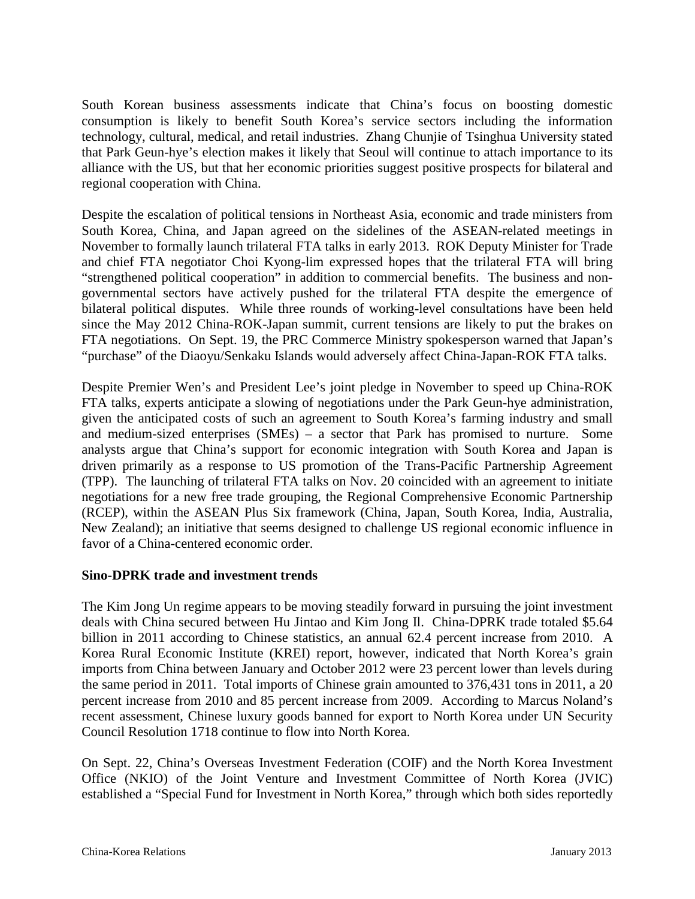South Korean business assessments indicate that China's focus on boosting domestic consumption is likely to benefit South Korea's service sectors including the information technology, cultural, medical, and retail industries. Zhang Chunjie of Tsinghua University stated that Park Geun-hye's election makes it likely that Seoul will continue to attach importance to its alliance with the US, but that her economic priorities suggest positive prospects for bilateral and regional cooperation with China.

Despite the escalation of political tensions in Northeast Asia, economic and trade ministers from South Korea, China, and Japan agreed on the sidelines of the ASEAN-related meetings in November to formally launch trilateral FTA talks in early 2013. ROK Deputy Minister for Trade and chief FTA negotiator Choi Kyong-lim expressed hopes that the trilateral FTA will bring "strengthened political cooperation" in addition to commercial benefits. The business and non-governmental sectors have actively pushed for the trilateral FTA despite the emergence of bilateral political disputes. While three rounds of working-level consultations have been held since the May 2012 China-ROK-Japan summit, current tensions are likely to put the brakes on FTA negotiations. On Sept. 19, the PRC Commerce Ministry spokesperson warned that Japan's "purchase" of the Diaoyu/Senkaku Islands would adversely affect China-Japan-ROK FTA talks.

Despite Premier Wen's and President Lee's joint pledge in November to speed up China-ROK FTA talks, experts anticipate a slowing of negotiations under the Park Geun-hye administration, given the anticipated costs of such an agreement to South Korea's farming industry and small and medium-sized enterprises (SMEs) – a sector that Park has promised to nurture. Some analysts argue that China's support for economic integration with South Korea and Japan is driven primarily as a response to US promotion of the Trans-Pacific Partnership Agreement (TPP). The launching of trilateral FTA talks on Nov. 20 coincided with an agreement to initiate negotiations for a new free trade grouping, the Regional Comprehensive Economic Partnership (RCEP), within the ASEAN Plus Six framework (China, Japan, South Korea, India, Australia, New Zealand); an initiative that seems designed to challenge US regional economic influence in favor of a China-centered economic order.

**Sino-DPRK trade and investment trends**

The Kim Jong Un regime appears to be moving steadily forward in pursuing the joint investment deals with China secured between Hu Jintao and Kim Jong Il. China-DPRK trade totaled $5.64 billion in 2011 according to Chinese statistics, an annual 62.4 percent increase from 2010. A Korea Rural Economic Institute (KREI) report, however, indicated that North Korea's grain imports from China between January and October 2012 were 23 percent lower than levels during the same period in 2011. Total imports of Chinese grain amounted to 376,431 tons in 2011, a 20 percent increase from 2010 and 85 percent increase from 2009. According to Marcus Noland's recent assessment, Chinese luxury goods banned for export to North Korea under UN Security Council Resolution 1718 continue to flow into North Korea.

On Sept. 22, China's Overseas Investment Federation (COIF) and the North Korea Investment Office (NKIO) of the Joint Venture and Investment Committee of North Korea (JVIC) established a "Special Fund for Investment in North Korea," through which both sides reportedly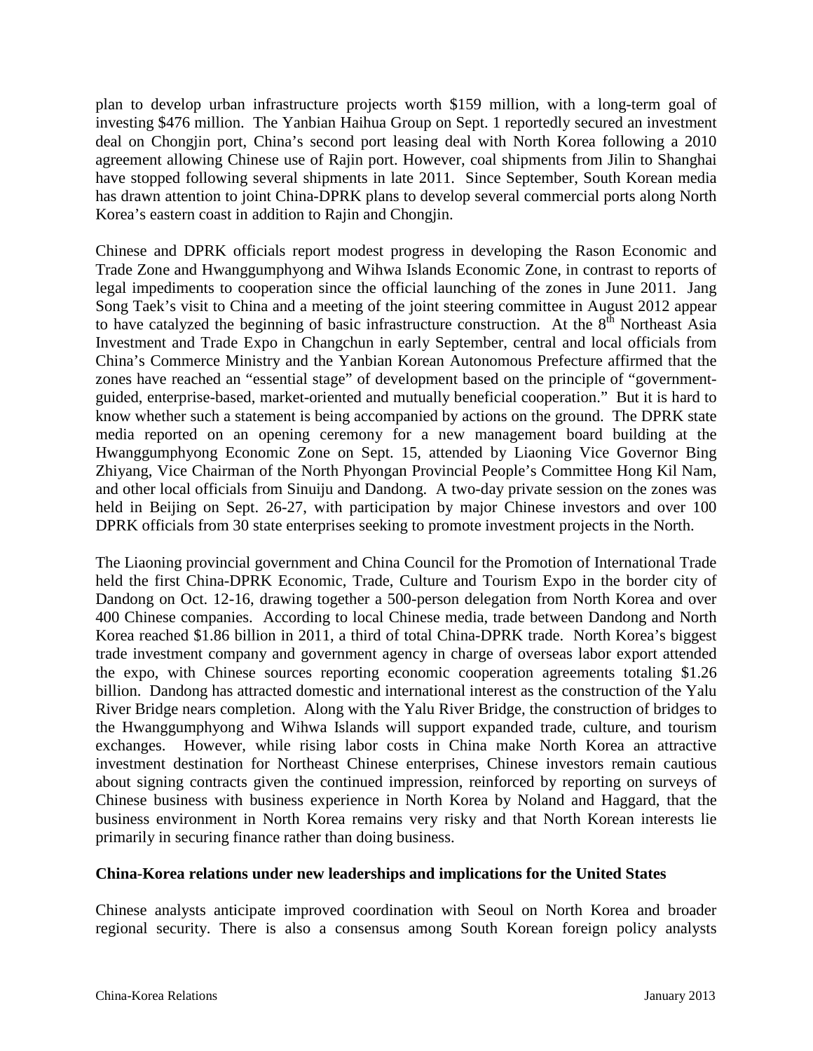plan to develop urban infrastructure projects worth $159 million, with a long-term goal of investing $476 million. The Yanbian Haihua Group on Sept. 1 reportedly secured an investment deal on Chongjin port, China's second port leasing deal with North Korea following a 2010 agreement allowing Chinese use of Rajin port. However, coal shipments from Jilin to Shanghai have stopped following several shipments in late 2011. Since September, South Korean media has drawn attention to joint China-DPRK plans to develop several commercial ports along North Korea's eastern coast in addition to Rajin and Chongjin.

Chinese and DPRK officials report modest progress in developing the Rason Economic and Trade Zone and Hwanggumphyong and Wihwa Islands Economic Zone, in contrast to reports of legal impediments to cooperation since the official launching of the zones in June 2011. Jang Song Taek's visit to China and a meeting of the joint steering committee in August 2012 appear to have catalyzed the beginning of basic infrastructure construction. At the 8th Northeast Asia Investment and Trade Expo in Changchun in early September, central and local officials from China's Commerce Ministry and the Yanbian Korean Autonomous Prefecture affirmed that the zones have reached an "essential stage" of development based on the principle of "government-guided, enterprise-based, market-oriented and mutually beneficial cooperation." But it is hard to know whether such a statement is being accompanied by actions on the ground. The DPRK state media reported on an opening ceremony for a new management board building at the Hwanggumphyong Economic Zone on Sept. 15, attended by Liaoning Vice Governor Bing Zhiyang, Vice Chairman of the North Phyongan Provincial People's Committee Hong Kil Nam, and other local officials from Sinuiju and Dandong. A two-day private session on the zones was held in Beijing on Sept. 26-27, with participation by major Chinese investors and over 100 DPRK officials from 30 state enterprises seeking to promote investment projects in the North.

The Liaoning provincial government and China Council for the Promotion of International Trade held the first China-DPRK Economic, Trade, Culture and Tourism Expo in the border city of Dandong on Oct. 12-16, drawing together a 500-person delegation from North Korea and over 400 Chinese companies. According to local Chinese media, trade between Dandong and North Korea reached $1.86 billion in 2011, a third of total China-DPRK trade. North Korea's biggest trade investment company and government agency in charge of overseas labor export attended the expo, with Chinese sources reporting economic cooperation agreements totaling $1.26 billion. Dandong has attracted domestic and international interest as the construction of the Yalu River Bridge nears completion. Along with the Yalu River Bridge, the construction of bridges to the Hwanggumphyong and Wihwa Islands will support expanded trade, culture, and tourism exchanges. However, while rising labor costs in China make North Korea an attractive investment destination for Northeast Chinese enterprises, Chinese investors remain cautious about signing contracts given the continued impression, reinforced by reporting on surveys of Chinese business with business experience in North Korea by Noland and Haggard, that the business environment in North Korea remains very risky and that North Korean interests lie primarily in securing finance rather than doing business.

**China-Korea relations under new leaderships and implications for the United States**

Chinese analysts anticipate improved coordination with Seoul on North Korea and broader regional security. There is also a consensus among South Korean foreign policy analysts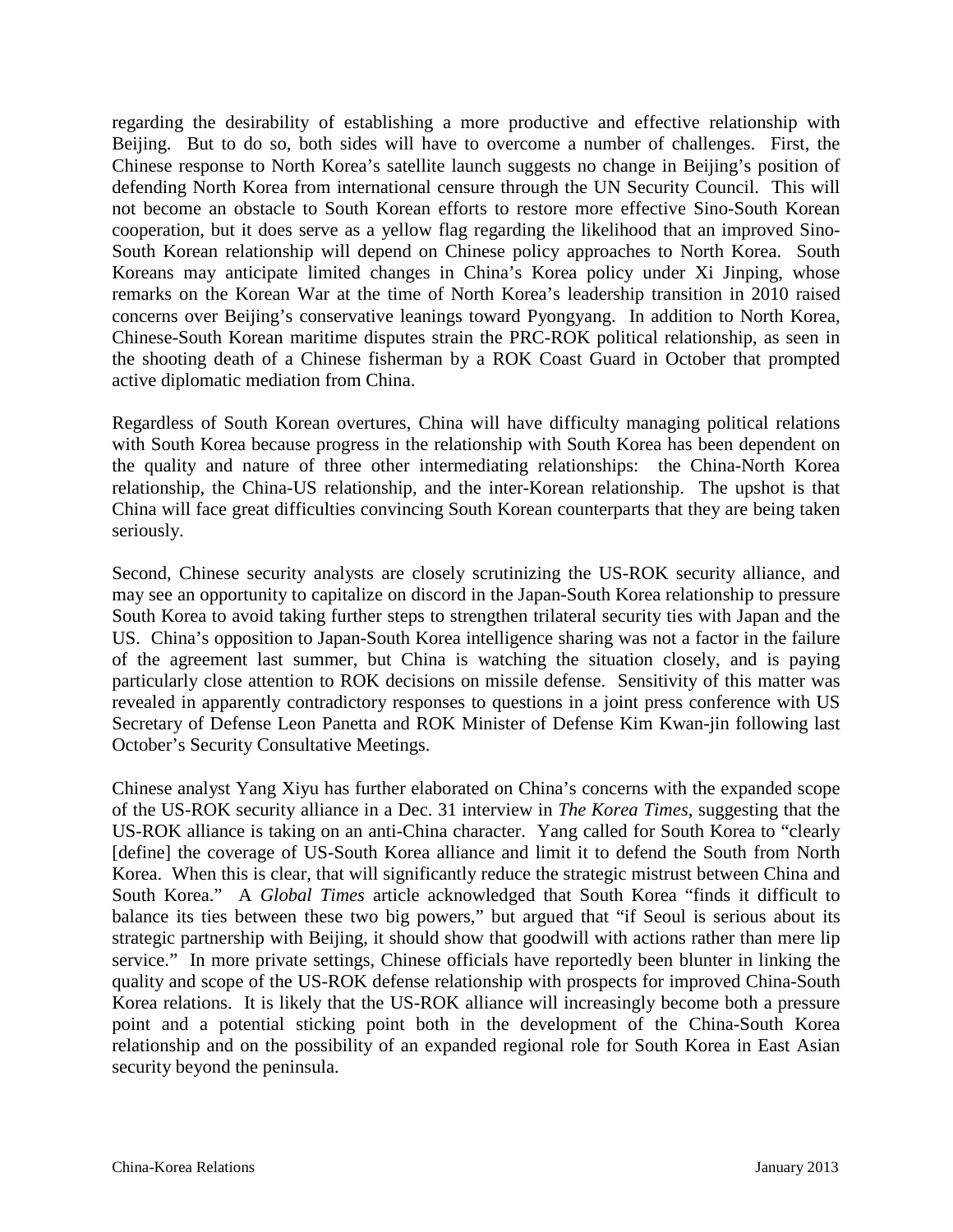regarding the desirability of establishing a more productive and effective relationship with Beijing. But to do so, both sides will have to overcome a number of challenges. First, the Chinese response to North Korea's satellite launch suggests no change in Beijing's position of defending North Korea from international censure through the UN Security Council. This will not become an obstacle to South Korean efforts to restore more effective Sino-South Korean cooperation, but it does serve as a yellow flag regarding the likelihood that an improved Sino-South Korean relationship will depend on Chinese policy approaches to North Korea. South Koreans may anticipate limited changes in China's Korea policy under Xi Jinping, whose remarks on the Korean War at the time of North Korea's leadership transition in 2010 raised concerns over Beijing's conservative leanings toward Pyongyang. In addition to North Korea, Chinese-South Korean maritime disputes strain the PRC-ROK political relationship, as seen in the shooting death of a Chinese fisherman by a ROK Coast Guard in October that prompted active diplomatic mediation from China.

Regardless of South Korean overtures, China will have difficulty managing political relations with South Korea because progress in the relationship with South Korea has been dependent on the quality and nature of three other intermediating relationships: the China-North Korea relationship, the China-US relationship, and the inter-Korean relationship. The upshot is that China will face great difficulties convincing South Korean counterparts that they are being taken seriously.

Second, Chinese security analysts are closely scrutinizing the US-ROK security alliance, and may see an opportunity to capitalize on discord in the Japan-South Korea relationship to pressure South Korea to avoid taking further steps to strengthen trilateral security ties with Japan and the US. China's opposition to Japan-South Korea intelligence sharing was not a factor in the failure of the agreement last summer, but China is watching the situation closely, and is paying particularly close attention to ROK decisions on missile defense. Sensitivity of this matter was revealed in apparently contradictory responses to questions in a joint press conference with US Secretary of Defense Leon Panetta and ROK Minister of Defense Kim Kwan-jin following last October's Security Consultative Meetings.

Chinese analyst Yang Xiyu has further elaborated on China's concerns with the expanded scope of the US-ROK security alliance in a Dec. 31 interview in *The Korea Times*, suggesting that the US-ROK alliance is taking on an anti-China character. Yang called for South Korea to "clearly [define] the coverage of US-South Korea alliance and limit it to defend the South from North Korea. When this is clear, that will significantly reduce the strategic mistrust between China and South Korea." A *Global Times* article acknowledged that South Korea "finds it difficult to balance its ties between these two big powers," but argued that "if Seoul is serious about its strategic partnership with Beijing, it should show that goodwill with actions rather than mere lip service." In more private settings, Chinese officials have reportedly been blunter in linking the quality and scope of the US-ROK defense relationship with prospects for improved China-South Korea relations. It is likely that the US-ROK alliance will increasingly become both a pressure point and a potential sticking point both in the development of the China-South Korea relationship and on the possibility of an expanded regional role for South Korea in East Asian security beyond the peninsula.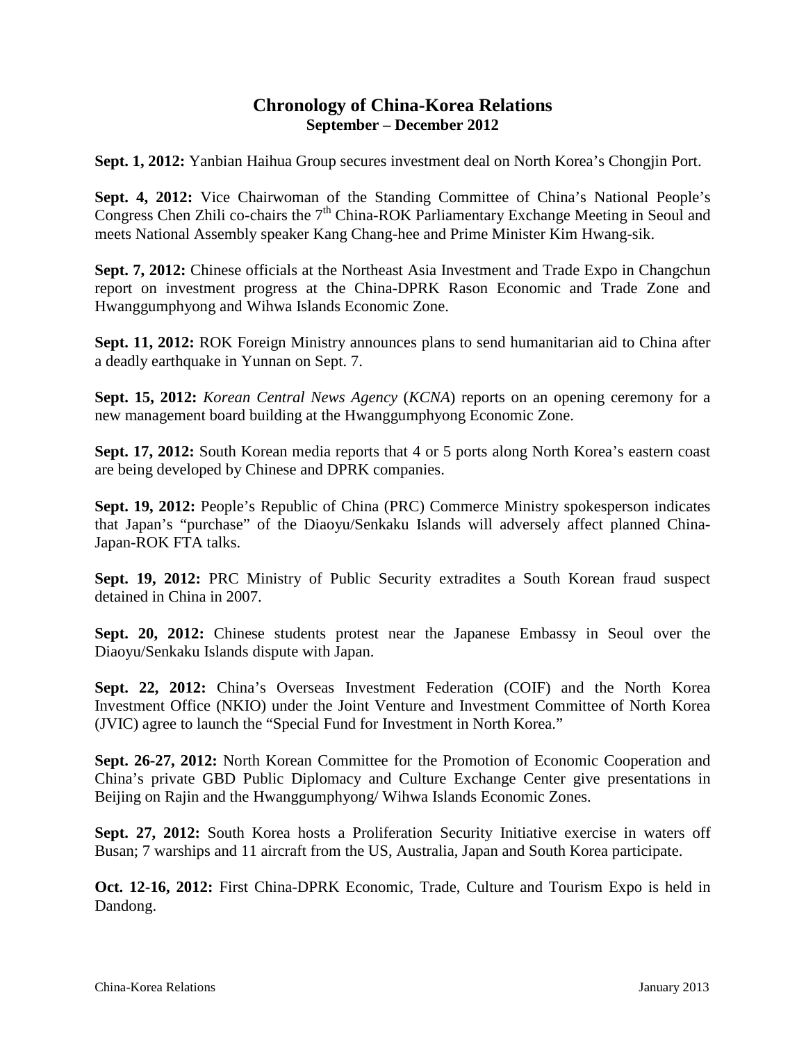## Chronology of China-Korea Relations
### September – December 2012

**Sept. 1, 2012:** Yanbian Haihua Group secures investment deal on North Korea's Chongjin Port.

**Sept. 4, 2012:** Vice Chairwoman of the Standing Committee of China's National People's Congress Chen Zhili co-chairs the 7th China-ROK Parliamentary Exchange Meeting in Seoul and meets National Assembly speaker Kang Chang-hee and Prime Minister Kim Hwang-sik.

**Sept. 7, 2012:** Chinese officials at the Northeast Asia Investment and Trade Expo in Changchun report on investment progress at the China-DPRK Rason Economic and Trade Zone and Hwanggumphyong and Wihwa Islands Economic Zone.

**Sept. 11, 2012:** ROK Foreign Ministry announces plans to send humanitarian aid to China after a deadly earthquake in Yunnan on Sept. 7.

**Sept. 15, 2012:** *Korean Central News Agency* (*KCNA*) reports on an opening ceremony for a new management board building at the Hwanggumphyong Economic Zone.

**Sept. 17, 2012:** South Korean media reports that 4 or 5 ports along North Korea's eastern coast are being developed by Chinese and DPRK companies.

**Sept. 19, 2012:** People's Republic of China (PRC) Commerce Ministry spokesperson indicates that Japan's "purchase" of the Diaoyu/Senkaku Islands will adversely affect planned China-Japan-ROK FTA talks.

**Sept. 19, 2012:** PRC Ministry of Public Security extradites a South Korean fraud suspect detained in China in 2007.

**Sept. 20, 2012:** Chinese students protest near the Japanese Embassy in Seoul over the Diaoyu/Senkaku Islands dispute with Japan.

**Sept. 22, 2012:** China's Overseas Investment Federation (COIF) and the North Korea Investment Office (NKIO) under the Joint Venture and Investment Committee of North Korea (JVIC) agree to launch the "Special Fund for Investment in North Korea."

**Sept. 26-27, 2012:** North Korean Committee for the Promotion of Economic Cooperation and China's private GBD Public Diplomacy and Culture Exchange Center give presentations in Beijing on Rajin and the Hwanggumphyong/ Wihwa Islands Economic Zones.

**Sept. 27, 2012:** South Korea hosts a Proliferation Security Initiative exercise in waters off Busan; 7 warships and 11 aircraft from the US, Australia, Japan and South Korea participate.

**Oct. 12-16, 2012:** First China-DPRK Economic, Trade, Culture and Tourism Expo is held in Dandong.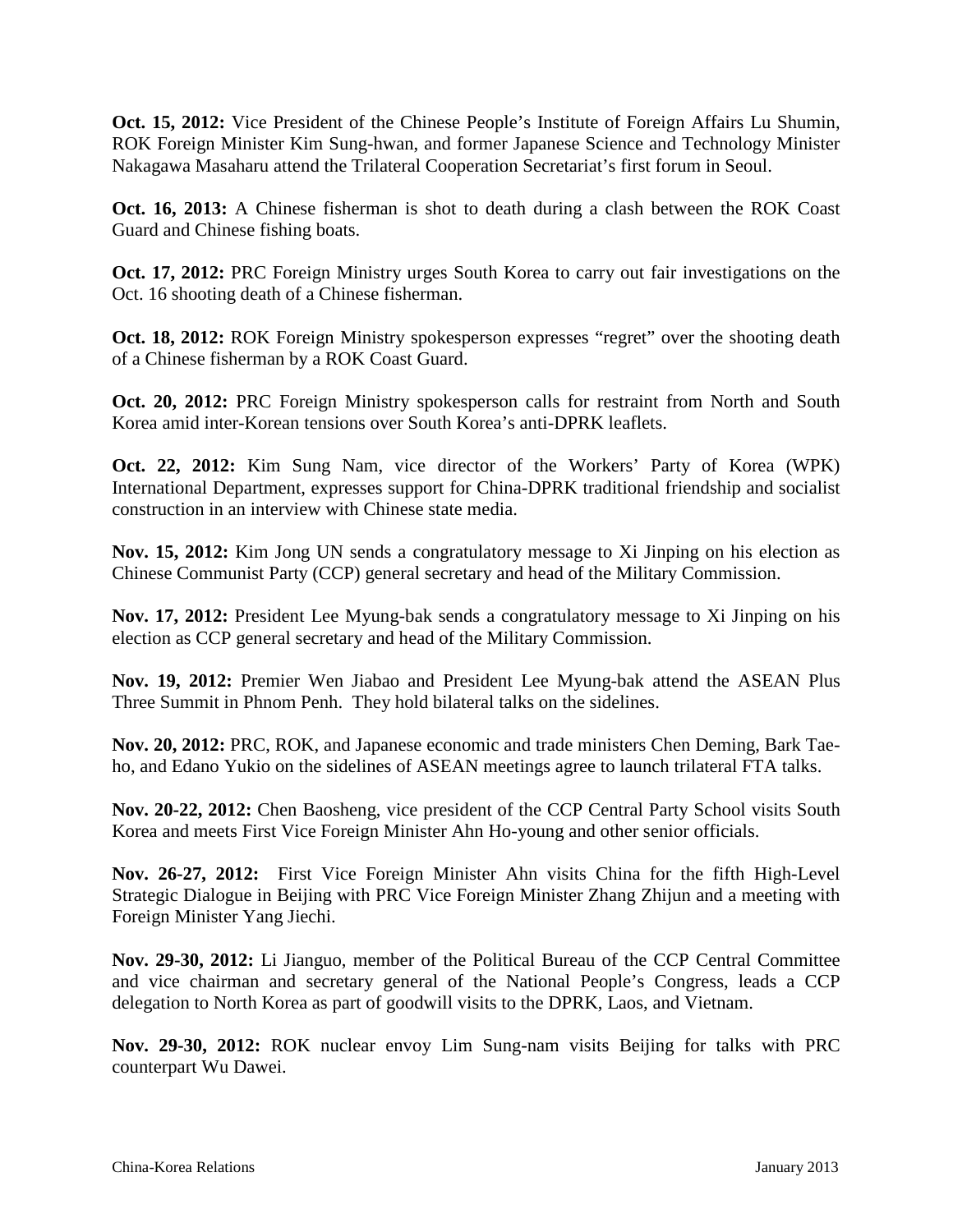**Oct. 15, 2012:** Vice President of the Chinese People's Institute of Foreign Affairs Lu Shumin, ROK Foreign Minister Kim Sung-hwan, and former Japanese Science and Technology Minister Nakagawa Masaharu attend the Trilateral Cooperation Secretariat's first forum in Seoul.

**Oct. 16, 2013:** A Chinese fisherman is shot to death during a clash between the ROK Coast Guard and Chinese fishing boats.

**Oct. 17, 2012:** PRC Foreign Ministry urges South Korea to carry out fair investigations on the Oct. 16 shooting death of a Chinese fisherman.

**Oct. 18, 2012:** ROK Foreign Ministry spokesperson expresses "regret" over the shooting death of a Chinese fisherman by a ROK Coast Guard.

**Oct. 20, 2012:** PRC Foreign Ministry spokesperson calls for restraint from North and South Korea amid inter-Korean tensions over South Korea's anti-DPRK leaflets.

**Oct. 22, 2012:** Kim Sung Nam, vice director of the Workers' Party of Korea (WPK) International Department, expresses support for China-DPRK traditional friendship and socialist construction in an interview with Chinese state media.

**Nov. 15, 2012:** Kim Jong UN sends a congratulatory message to Xi Jinping on his election as Chinese Communist Party (CCP) general secretary and head of the Military Commission.

**Nov. 17, 2012:** President Lee Myung-bak sends a congratulatory message to Xi Jinping on his election as CCP general secretary and head of the Military Commission.

**Nov. 19, 2012:** Premier Wen Jiabao and President Lee Myung-bak attend the ASEAN Plus Three Summit in Phnom Penh. They hold bilateral talks on the sidelines.

**Nov. 20, 2012:** PRC, ROK, and Japanese economic and trade ministers Chen Deming, Bark Tae-ho, and Edano Yukio on the sidelines of ASEAN meetings agree to launch trilateral FTA talks.

**Nov. 20-22, 2012:** Chen Baosheng, vice president of the CCP Central Party School visits South Korea and meets First Vice Foreign Minister Ahn Ho-young and other senior officials.

**Nov. 26-27, 2012:** First Vice Foreign Minister Ahn visits China for the fifth High-Level Strategic Dialogue in Beijing with PRC Vice Foreign Minister Zhang Zhijun and a meeting with Foreign Minister Yang Jiechi.

**Nov. 29-30, 2012:** Li Jianguo, member of the Political Bureau of the CCP Central Committee and vice chairman and secretary general of the National People's Congress, leads a CCP delegation to North Korea as part of goodwill visits to the DPRK, Laos, and Vietnam.

**Nov. 29-30, 2012:** ROK nuclear envoy Lim Sung-nam visits Beijing for talks with PRC counterpart Wu Dawei.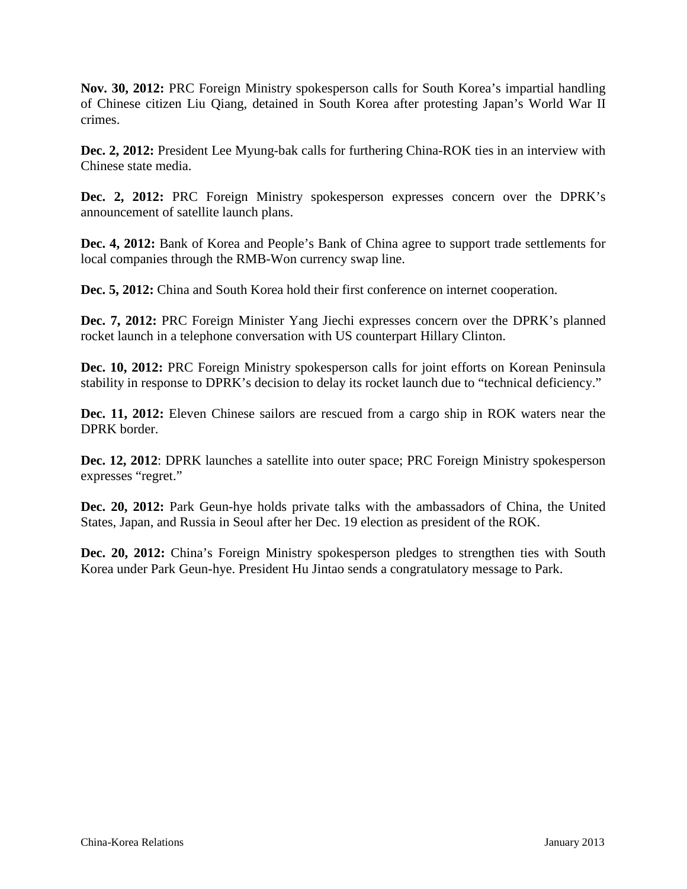**Nov. 30, 2012:** PRC Foreign Ministry spokesperson calls for South Korea's impartial handling of Chinese citizen Liu Qiang, detained in South Korea after protesting Japan's World War II crimes.

**Dec. 2, 2012:** President Lee Myung-bak calls for furthering China-ROK ties in an interview with Chinese state media.

**Dec. 2, 2012:** PRC Foreign Ministry spokesperson expresses concern over the DPRK's announcement of satellite launch plans.

**Dec. 4, 2012:** Bank of Korea and People's Bank of China agree to support trade settlements for local companies through the RMB-Won currency swap line.

**Dec. 5, 2012:** China and South Korea hold their first conference on internet cooperation.

**Dec. 7, 2012:** PRC Foreign Minister Yang Jiechi expresses concern over the DPRK's planned rocket launch in a telephone conversation with US counterpart Hillary Clinton.

**Dec. 10, 2012:** PRC Foreign Ministry spokesperson calls for joint efforts on Korean Peninsula stability in response to DPRK's decision to delay its rocket launch due to "technical deficiency."

**Dec. 11, 2012:** Eleven Chinese sailors are rescued from a cargo ship in ROK waters near the DPRK border.

**Dec. 12, 2012**: DPRK launches a satellite into outer space; PRC Foreign Ministry spokesperson expresses "regret."

**Dec. 20, 2012:** Park Geun-hye holds private talks with the ambassadors of China, the United States, Japan, and Russia in Seoul after her Dec. 19 election as president of the ROK.

**Dec. 20, 2012:** China's Foreign Ministry spokesperson pledges to strengthen ties with South Korea under Park Geun-hye. President Hu Jintao sends a congratulatory message to Park.